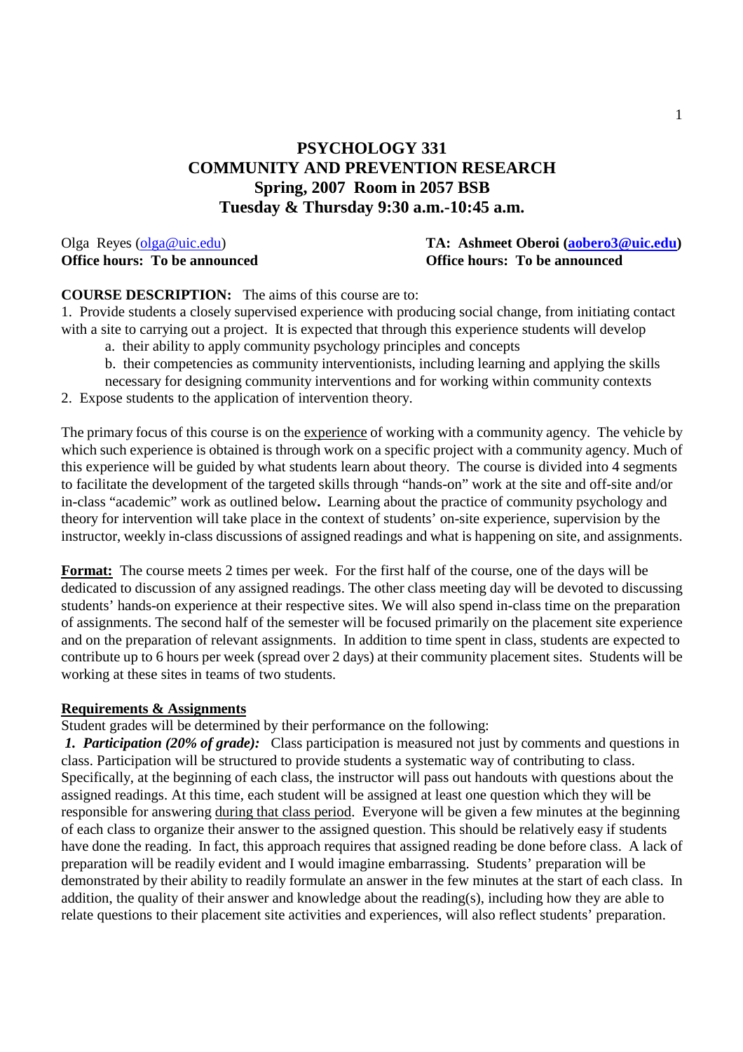# PSYCHOLOGY 331
# COMMUNITY AND PREVENTION RESEARCH
## Spring, 2007 Room in 2057 BSB
## Tuesday & Thursday 9:30 a.m.-10:45 a.m.

Olga Reyes (olga@uic.edu)
**Office hours: To be announced**

**TA: Ashmeet Oberoi (aobero3@uic.edu)**
**Office hours: To be announced**

**COURSE DESCRIPTION:** The aims of this course are to:

1. Provide students a closely supervised experience with producing social change, from initiating contact with a site to carrying out a project. It is expected that through this experience students will develop
   a. their ability to apply community psychology principles and concepts
   b. their competencies as community interventionists, including learning and applying the skills necessary for designing community interventions and for working within community contexts
2. Expose students to the application of intervention theory.

The primary focus of this course is on the <u>experience</u> of working with a community agency. The vehicle by which such experience is obtained is through work on a specific project with a community agency. Much of this experience will be guided by what students learn about theory. The course is divided into 4 segments to facilitate the development of the targeted skills through "hands-on" work at the site and off-site and/or in-class "academic" work as outlined below**.** Learning about the practice of community psychology and theory for intervention will take place in the context of students' on-site experience, supervision by the instructor, weekly in-class discussions of assigned readings and what is happening on site, and assignments.

**<u>Format:</u>** The course meets 2 times per week. For the first half of the course, one of the days will be dedicated to discussion of any assigned readings. The other class meeting day will be devoted to discussing students' hands-on experience at their respective sites. We will also spend in-class time on the preparation of assignments. The second half of the semester will be focused primarily on the placement site experience and on the preparation of relevant assignments. In addition to time spent in class, students are expected to contribute up to 6 hours per week (spread over 2 days) at their community placement sites. Students will be working at these sites in teams of two students.

**<u>Requirements & Assignments</u>**

Student grades will be determined by their performance on the following:

***1. Participation (20% of grade):*** Class participation is measured not just by comments and questions in class. Participation will be structured to provide students a systematic way of contributing to class. Specifically, at the beginning of each class, the instructor will pass out handouts with questions about the assigned readings. At this time, each student will be assigned at least one question which they will be responsible for answering <u>during that class period</u>. Everyone will be given a few minutes at the beginning of each class to organize their answer to the assigned question. This should be relatively easy if students have done the reading. In fact, this approach requires that assigned reading be done before class. A lack of preparation will be readily evident and I would imagine embarrassing. Students' preparation will be demonstrated by their ability to readily formulate an answer in the few minutes at the start of each class. In addition, the quality of their answer and knowledge about the reading(s), including how they are able to relate questions to their placement site activities and experiences, will also reflect students' preparation.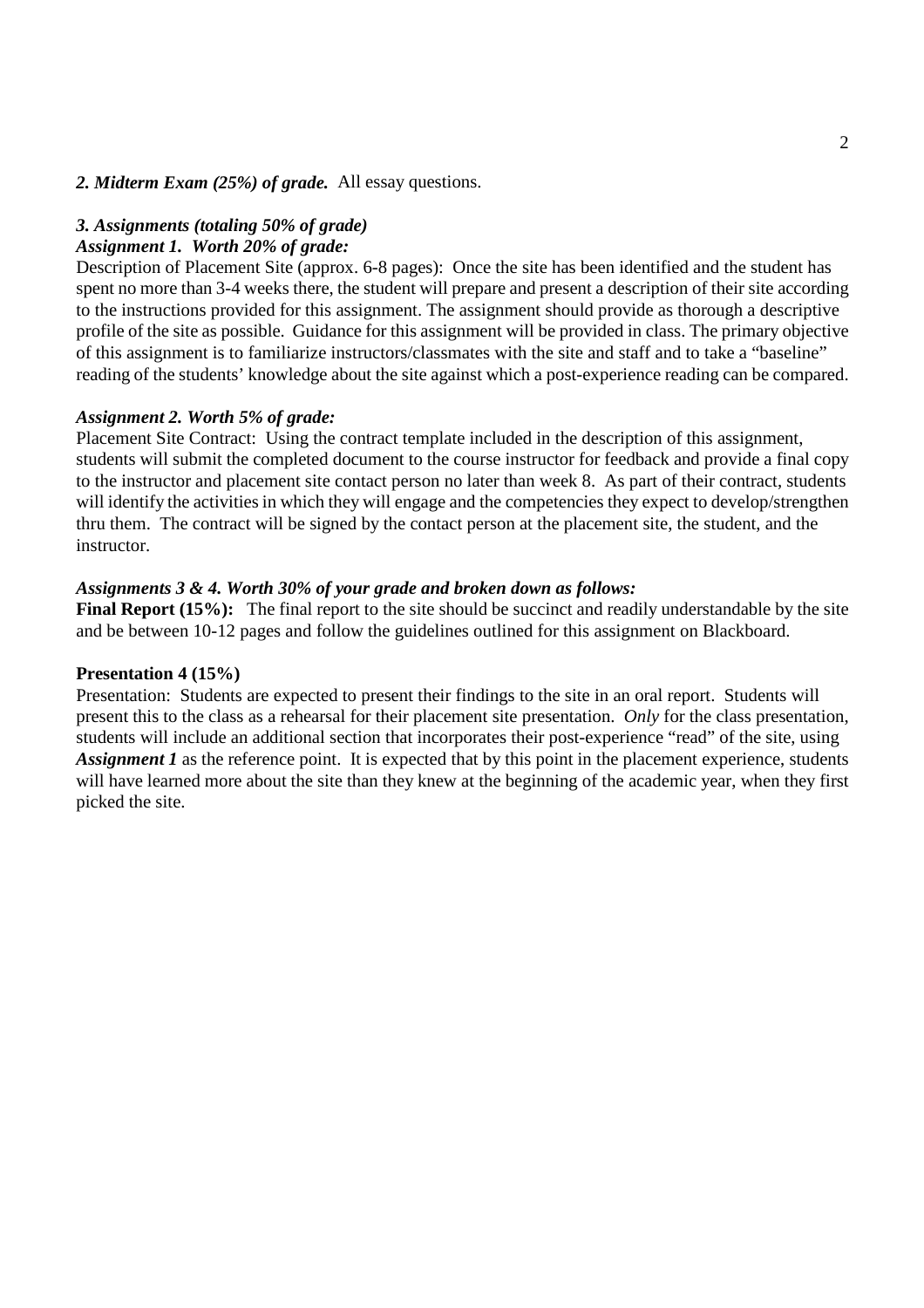***2. Midterm Exam (25%) of grade.*** All essay questions.

***3. Assignments (totaling 50% of grade)***

***Assignment 1. Worth 20% of grade:***

Description of Placement Site (approx. 6-8 pages): Once the site has been identified and the student has spent no more than 3-4 weeks there, the student will prepare and present a description of their site according to the instructions provided for this assignment. The assignment should provide as thorough a descriptive profile of the site as possible. Guidance for this assignment will be provided in class. The primary objective of this assignment is to familiarize instructors/classmates with the site and staff and to take a "baseline" reading of the students' knowledge about the site against which a post-experience reading can be compared.

***Assignment 2. Worth 5% of grade:***

Placement Site Contract: Using the contract template included in the description of this assignment, students will submit the completed document to the course instructor for feedback and provide a final copy to the instructor and placement site contact person no later than week 8. As part of their contract, students will identify the activities in which they will engage and the competencies they expect to develop/strengthen thru them. The contract will be signed by the contact person at the placement site, the student, and the instructor.

***Assignments 3 & 4. Worth 30% of your grade and broken down as follows:***

**Final Report (15%):** The final report to the site should be succinct and readily understandable by the site and be between 10-12 pages and follow the guidelines outlined for this assignment on Blackboard.

**Presentation 4 (15%)**

Presentation: Students are expected to present their findings to the site in an oral report. Students will present this to the class as a rehearsal for their placement site presentation. *Only* for the class presentation, students will include an additional section that incorporates their post-experience "read" of the site, using ***Assignment 1*** as the reference point. It is expected that by this point in the placement experience, students will have learned more about the site than they knew at the beginning of the academic year, when they first picked the site.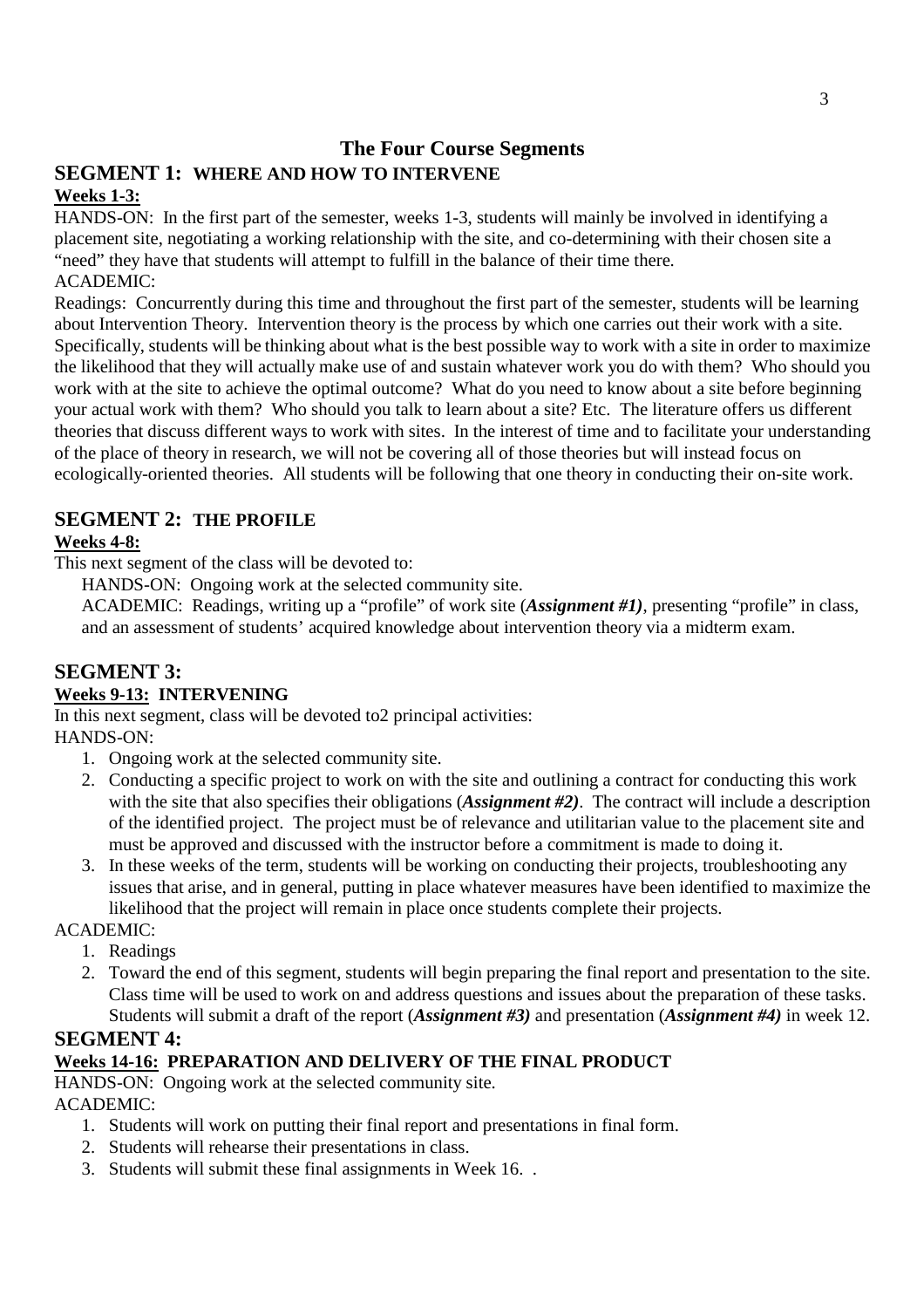# The Four Course Segments

## SEGMENT 1: WHERE AND HOW TO INTERVENE

**Weeks 1-3:**

HANDS-ON: In the first part of the semester, weeks 1-3, students will mainly be involved in identifying a placement site, negotiating a working relationship with the site, and co-determining with their chosen site a "need" they have that students will attempt to fulfill in the balance of their time there.

ACADEMIC:

Readings: Concurrently during this time and throughout the first part of the semester, students will be learning about Intervention Theory. Intervention theory is the process by which one carries out their work with a site. Specifically, students will be thinking about *w*hat is the best possible way to work with a site in order to maximize the likelihood that they will actually make use of and sustain whatever work you do with them? Who should you work with at the site to achieve the optimal outcome? What do you need to know about a site before beginning your actual work with them? Who should you talk to learn about a site? Etc. The literature offers us different theories that discuss different ways to work with sites. In the interest of time and to facilitate your understanding of the place of theory in research, we will not be covering all of those theories but will instead focus on ecologically-oriented theories. All students will be following that one theory in conducting their on-site work.

## SEGMENT 2: THE PROFILE

**Weeks 4-8:**

This next segment of the class will be devoted to:

HANDS-ON: Ongoing work at the selected community site.

ACADEMIC: Readings, writing up a "profile" of work site (***Assignment #1)***, presenting "profile" in class, and an assessment of students' acquired knowledge about intervention theory via a midterm exam.

## SEGMENT 3:

**Weeks 9-13: INTERVENING**

In this next segment, class will be devoted to2 principal activities:

HANDS-ON:

1. Ongoing work at the selected community site.
2. Conducting a specific project to work on with the site and outlining a contract for conducting this work with the site that also specifies their obligations (***Assignment #2)***. The contract will include a description of the identified project. The project must be of relevance and utilitarian value to the placement site and must be approved and discussed with the instructor before a commitment is made to doing it.
3. In these weeks of the term, students will be working on conducting their projects, troubleshooting any issues that arise, and in general, putting in place whatever measures have been identified to maximize the likelihood that the project will remain in place once students complete their projects.

ACADEMIC:

1. Readings
2. Toward the end of this segment, students will begin preparing the final report and presentation to the site. Class time will be used to work on and address questions and issues about the preparation of these tasks. Students will submit a draft of the report (***Assignment #3)*** and presentation (***Assignment #4)*** in week 12.

## SEGMENT 4:

**Weeks 14-16: PREPARATION AND DELIVERY OF THE FINAL PRODUCT**

HANDS-ON: Ongoing work at the selected community site.

ACADEMIC:

1. Students will work on putting their final report and presentations in final form.
2. Students will rehearse their presentations in class.
3. Students will submit these final assignments in Week 16. .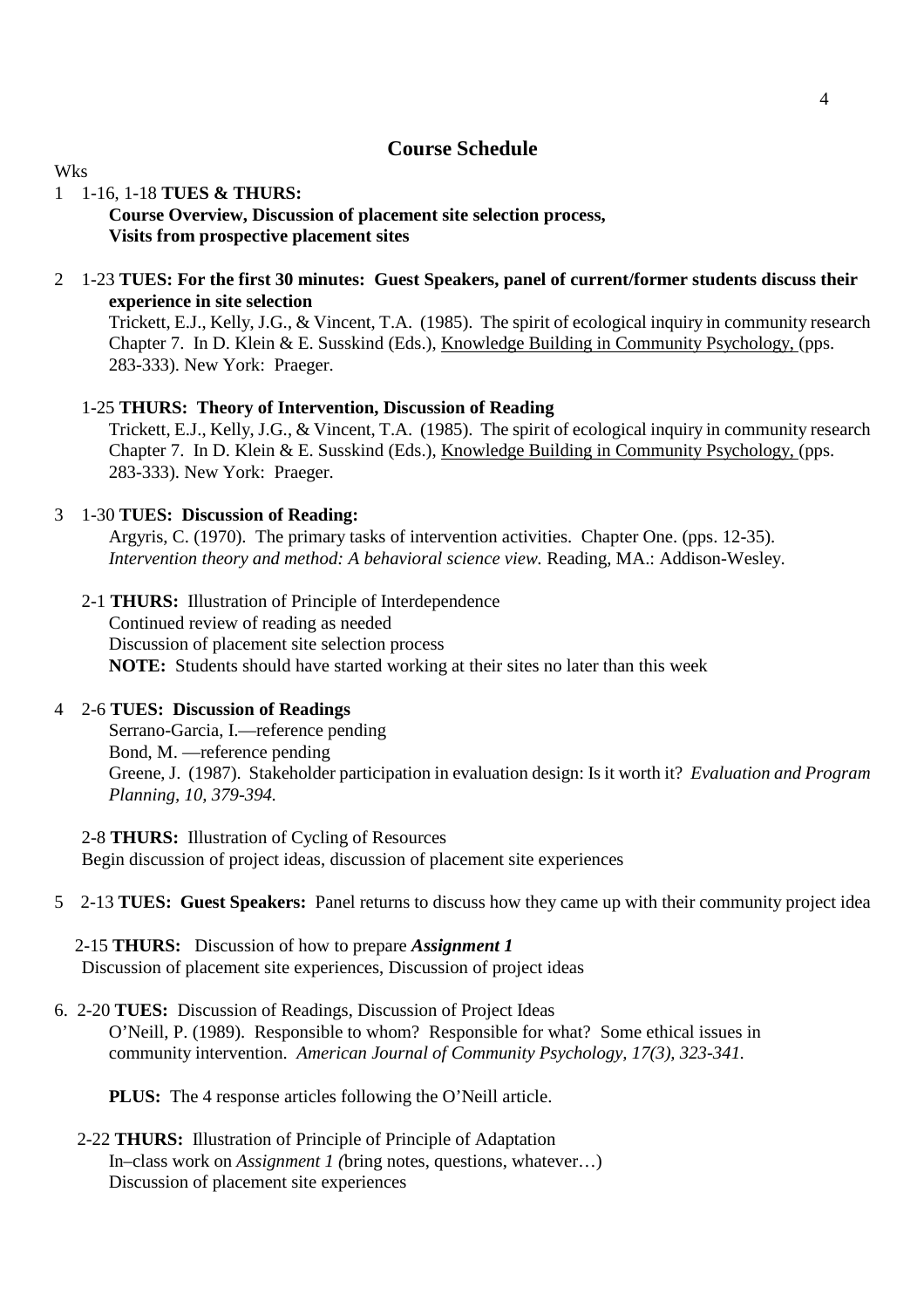## Course Schedule

Wks

1 1-16, 1-18 **TUES & THURS:**
**Course Overview, Discussion of placement site selection process, Visits from prospective placement sites**

2 1-23 **TUES: For the first 30 minutes: Guest Speakers, panel of current/former students discuss their experience in site selection**
Trickett, E.J., Kelly, J.G., & Vincent, T.A. (1985). The spirit of ecological inquiry in community research Chapter 7. In D. Klein & E. Susskind (Eds.), Knowledge Building in Community Psychology, (pps. 283-333). New York: Praeger.

1-25 **THURS: Theory of Intervention, Discussion of Reading**
Trickett, E.J., Kelly, J.G., & Vincent, T.A. (1985). The spirit of ecological inquiry in community research Chapter 7. In D. Klein & E. Susskind (Eds.), Knowledge Building in Community Psychology, (pps. 283-333). New York: Praeger.

3 1-30 **TUES: Discussion of Reading:**
Argyris, C. (1970). The primary tasks of intervention activities. Chapter One. (pps. 12-35). *Intervention theory and method: A behavioral science view.* Reading, MA.: Addison-Wesley.

2-1 **THURS:** Illustration of Principle of Interdependence
Continued review of reading as needed
Discussion of placement site selection process
**NOTE:** Students should have started working at their sites no later than this week

4 2-6 **TUES: Discussion of Readings**
Serrano-Garcia, I.—reference pending
Bond, M. —reference pending
Greene, J. (1987). Stakeholder participation in evaluation design: Is it worth it? *Evaluation and Program Planning, 10, 379-394.*

2-8 **THURS:** Illustration of Cycling of Resources
Begin discussion of project ideas, discussion of placement site experiences

5 2-13 **TUES: Guest Speakers:** Panel returns to discuss how they came up with their community project idea

2-15 **THURS:** Discussion of how to prepare ***Assignment 1***
Discussion of placement site experiences, Discussion of project ideas

6. 2-20 **TUES:** Discussion of Readings, Discussion of Project Ideas
O'Neill, P. (1989). Responsible to whom? Responsible for what? Some ethical issues in community intervention. *American Journal of Community Psychology, 17(3), 323-341.*

**PLUS:** The 4 response articles following the O'Neill article.

2-22 **THURS:** Illustration of Principle of Principle of Adaptation
In–class work on *Assignment 1 (*bring notes, questions, whatever…)
Discussion of placement site experiences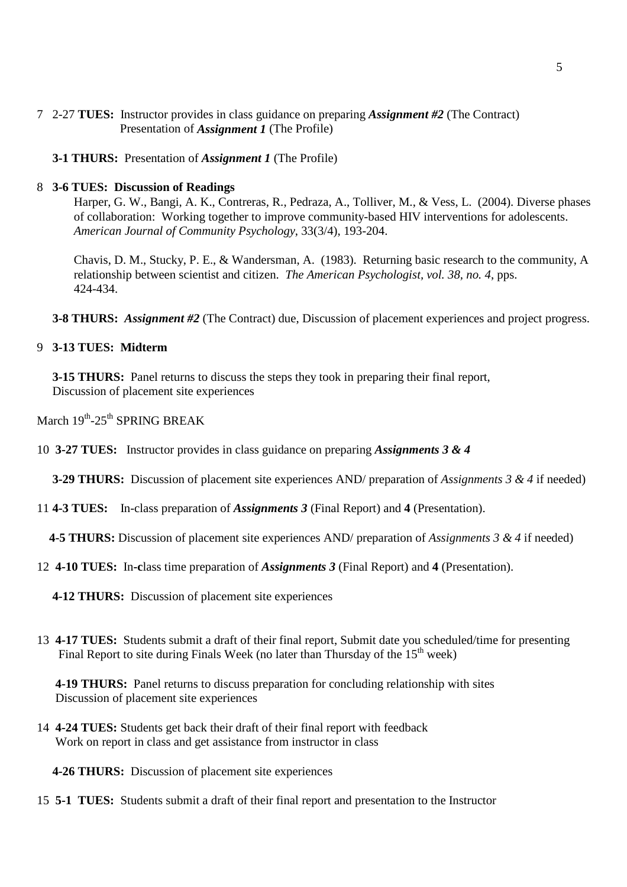7 2-27 **TUES:** Instructor provides in class guidance on preparing ***Assignment #2*** (The Contract)
Presentation of ***Assignment 1*** (The Profile)

**3-1 THURS:** Presentation of ***Assignment 1*** (The Profile)

8 **3-6 TUES: Discussion of Readings**

Harper, G. W., Bangi, A. K., Contreras, R., Pedraza, A., Tolliver, M., & Vess, L. (2004). Diverse phases of collaboration: Working together to improve community-based HIV interventions for adolescents. *American Journal of Community Psychology*, 33(3/4), 193-204.

Chavis, D. M., Stucky, P. E., & Wandersman, A. (1983). Returning basic research to the community, A relationship between scientist and citizen. *The American Psychologist, vol. 38, no. 4*, pps. 424-434.

**3-8 THURS:** ***Assignment #2*** (The Contract) due, Discussion of placement experiences and project progress.

9 **3-13 TUES: Midterm**

**3-15 THURS:** Panel returns to discuss the steps they took in preparing their final report, Discussion of placement site experiences

March 19th-25th SPRING BREAK

10 **3-27 TUES:** Instructor provides in class guidance on preparing ***Assignments 3 & 4***

**3-29 THURS:** Discussion of placement site experiences AND/ preparation of *Assignments 3 & 4* if needed)

11 **4-3 TUES:** In-class preparation of ***Assignments 3*** (Final Report) and **4** (Presentation).

**4-5 THURS:** Discussion of placement site experiences AND/ preparation of *Assignments 3 & 4* if needed)

12 **4-10 TUES:** In**-c**lass time preparation of ***Assignments 3*** (Final Report) and **4** (Presentation).

**4-12 THURS:** Discussion of placement site experiences

13 **4-17 TUES:** Students submit a draft of their final report, Submit date you scheduled/time for presenting Final Report to site during Finals Week (no later than Thursday of the 15th week)

**4-19 THURS:** Panel returns to discuss preparation for concluding relationship with sites
Discussion of placement site experiences

14 **4-24 TUES:** Students get back their draft of their final report with feedback
Work on report in class and get assistance from instructor in class

**4-26 THURS:** Discussion of placement site experiences

15 **5-1 TUES:** Students submit a draft of their final report and presentation to the Instructor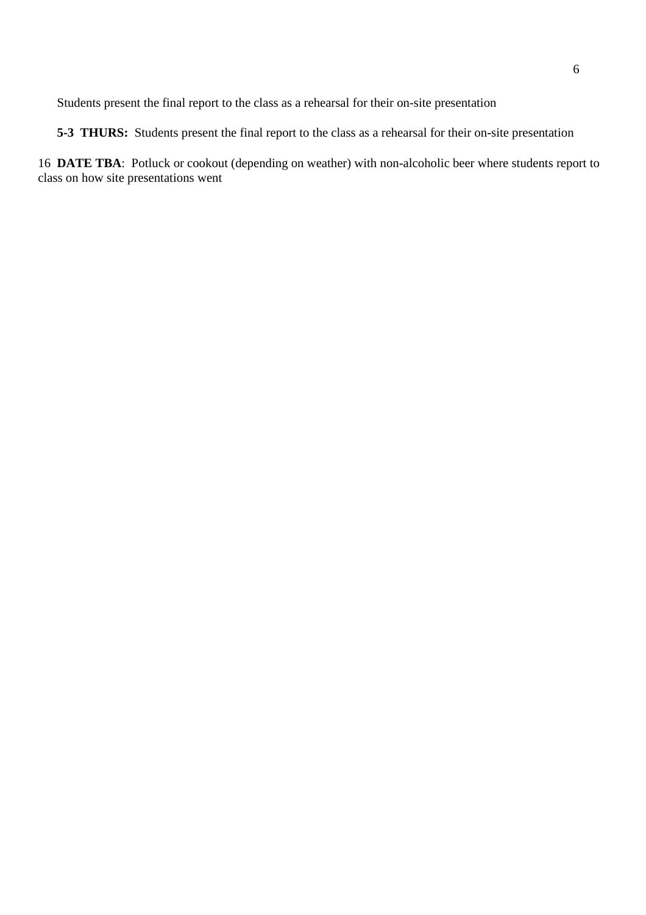Students present the final report to the class as a rehearsal for their on-site presentation

**5-3 THURS:** Students present the final report to the class as a rehearsal for their on-site presentation

16 **DATE TBA**: Potluck or cookout (depending on weather) with non-alcoholic beer where students report to class on how site presentations went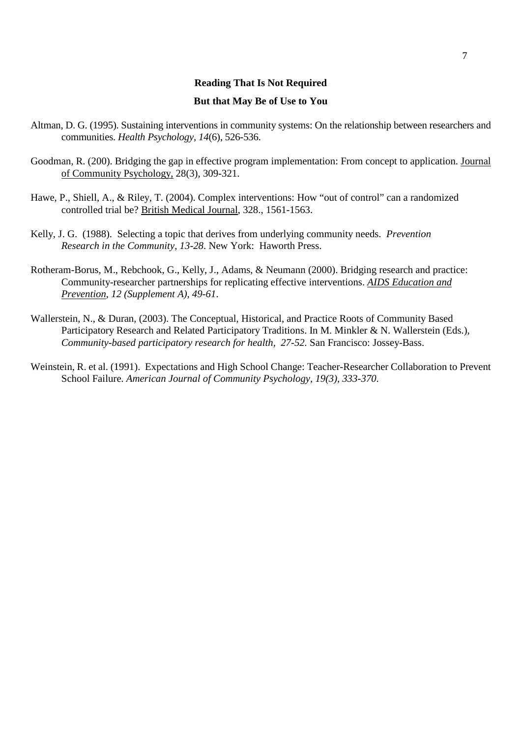**Reading That Is Not Required**

**But that May Be of Use to You**

Altman, D. G. (1995). Sustaining interventions in community systems: On the relationship between researchers and communities. *Health Psychology*, *14*(6), 526-536.

Goodman, R. (200). Bridging the gap in effective program implementation: From concept to application. Journal of Community Psychology, 28(3), 309-321.

Hawe, P., Shiell, A., & Riley, T. (2004). Complex interventions: How "out of control" can a randomized controlled trial be? British Medical Journal, 328., 1561-1563.

Kelly, J. G. (1988). Selecting a topic that derives from underlying community needs. *Prevention Research in the Community, 13-28*. New York: Haworth Press.

Rotheram-Borus, M., Rebchook, G., Kelly, J., Adams, & Neumann (2000). Bridging research and practice: Community-researcher partnerships for replicating effective interventions. *AIDS Education and Prevention, 12 (Supplement A), 49-61*.

Wallerstein, N., & Duran, (2003). The Conceptual, Historical, and Practice Roots of Community Based Participatory Research and Related Participatory Traditions. In M. Minkler & N. Wallerstein (Eds.), *Community-based participatory research for health, 27-52.* San Francisco: Jossey-Bass.

Weinstein, R. et al. (1991). Expectations and High School Change: Teacher-Researcher Collaboration to Prevent School Failure. *American Journal of Community Psychology, 19(3), 333-370.*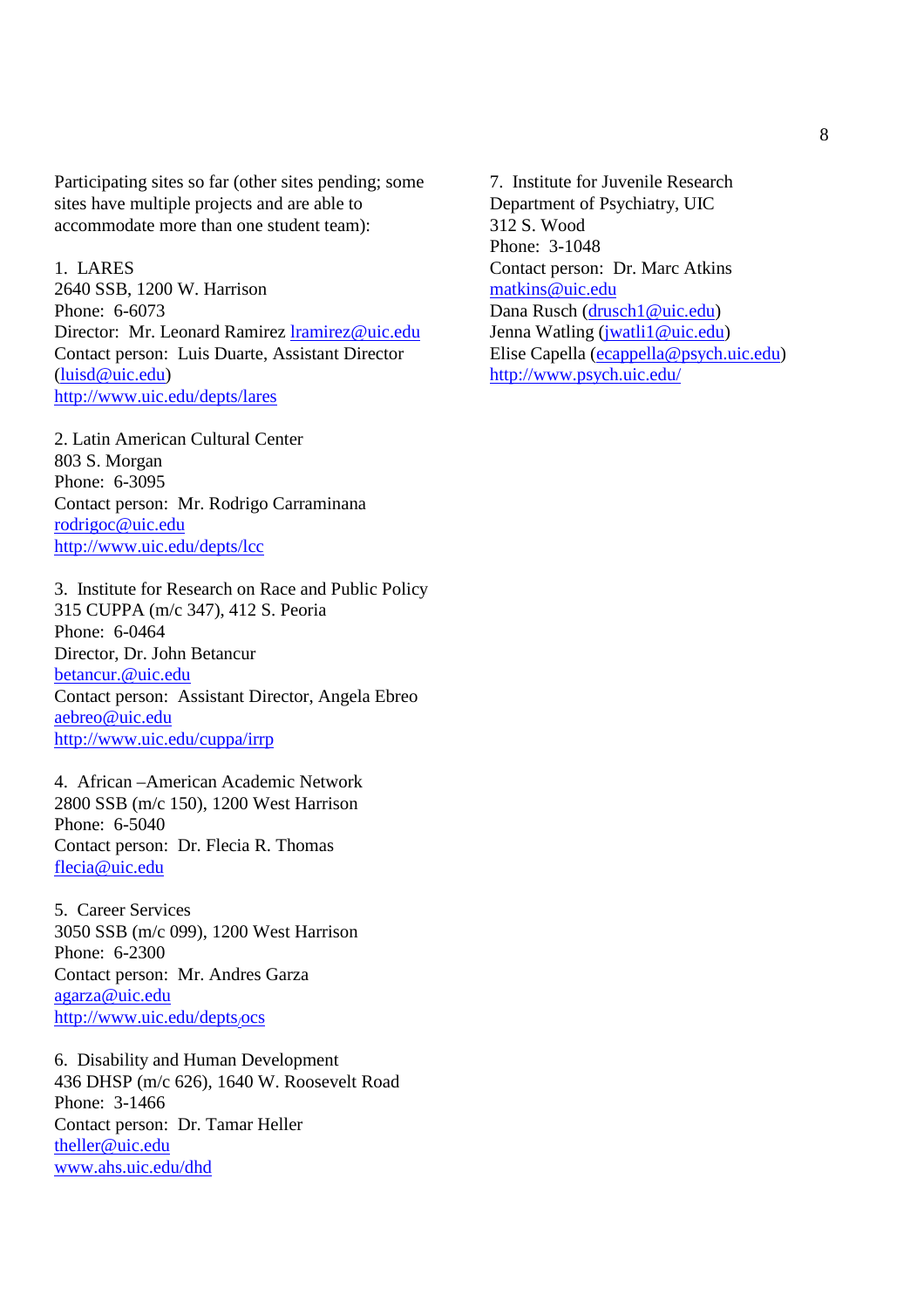Participating sites so far (other sites pending; some sites have multiple projects and are able to accommodate more than one student team):

1. LARES
2640 SSB, 1200 W. Harrison
Phone: 6-6073
Director: Mr. Leonard Ramirez lramirez@uic.edu
Contact person: Luis Duarte, Assistant Director (luisd@uic.edu)
http://www.uic.edu/depts/lares

2. Latin American Cultural Center
803 S. Morgan
Phone: 6-3095
Contact person: Mr. Rodrigo Carraminana
rodrigoc@uic.edu
http://www.uic.edu/depts/lcc

3. Institute for Research on Race and Public Policy
315 CUPPA (m/c 347), 412 S. Peoria
Phone: 6-0464
Director, Dr. John Betancur
betancur.@uic.edu
Contact person: Assistant Director, Angela Ebreo
aebreo@uic.edu
http://www.uic.edu/cuppa/irrp

4. African –American Academic Network
2800 SSB (m/c 150), 1200 West Harrison
Phone: 6-5040
Contact person: Dr. Flecia R. Thomas
flecia@uic.edu

5. Career Services
3050 SSB (m/c 099), 1200 West Harrison
Phone: 6-2300
Contact person: Mr. Andres Garza
agarza@uic.edu
http://www.uic.edu/depts/ocs

6. Disability and Human Development
436 DHSP (m/c 626), 1640 W. Roosevelt Road
Phone: 3-1466
Contact person: Dr. Tamar Heller
theller@uic.edu
www.ahs.uic.edu/dhd

7. Institute for Juvenile Research
Department of Psychiatry, UIC
312 S. Wood
Phone: 3-1048
Contact person: Dr. Marc Atkins
matkins@uic.edu
Dana Rusch (drusch1@uic.edu)
Jenna Watling (jwatli1@uic.edu)
Elise Capella (ecappella@psych.uic.edu)
http://www.psych.uic.edu/